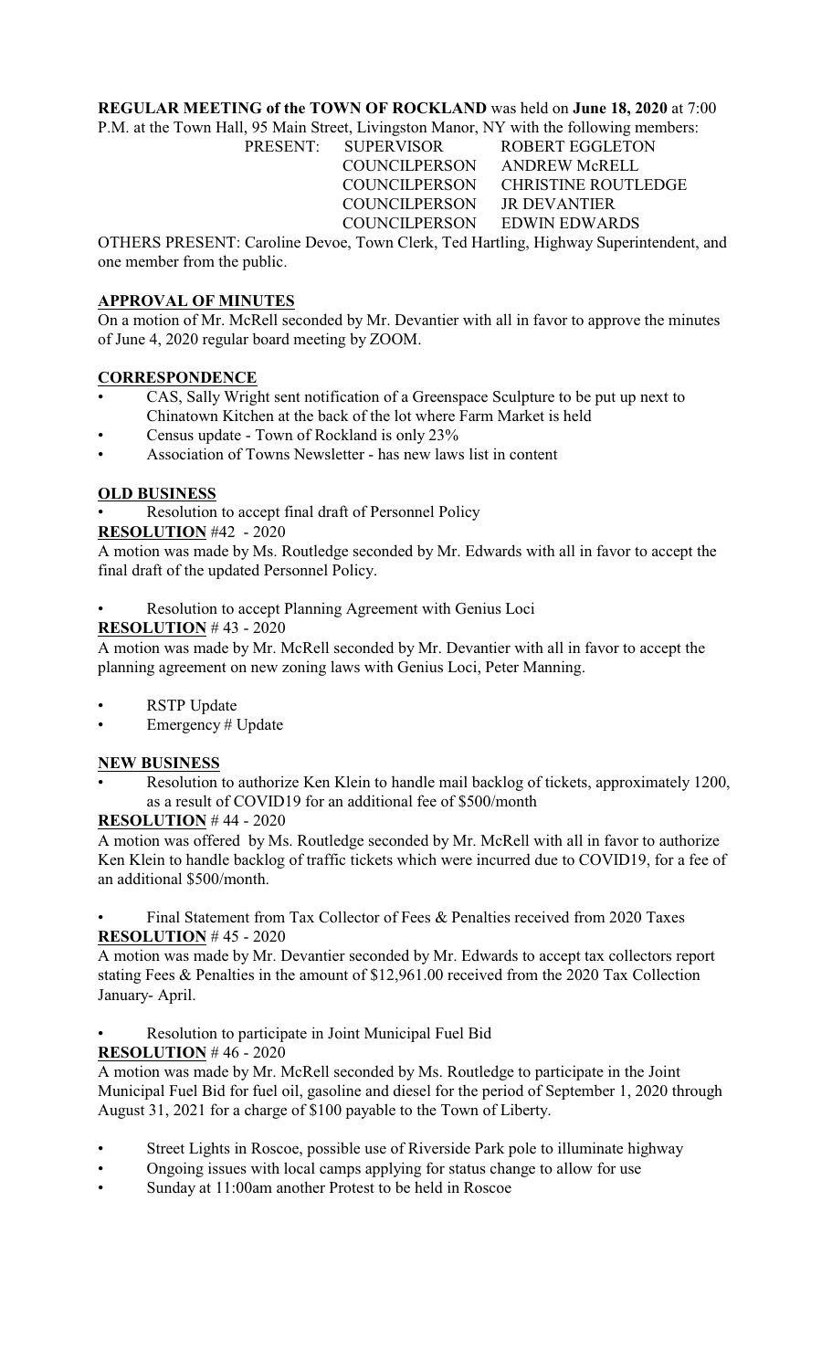**REGULAR MEETING of the TOWN OF ROCKLAND** was held on **June 18, 2020** at 7:00 P.M. at the Town Hall, 95 Main Street, Livingston Manor, NY with the following members:

| PRESENT: | SUPERVISOR | ROBERT EGGLETON |
|---|---|---|
| | COUNCILPERSON | ANDREW McRELL |
| | COUNCILPERSON | CHRISTINE ROUTLEDGE |
| | COUNCILPERSON | JR DEVANTIER |
| | COUNCILPERSON | EDWIN EDWARDS |

OTHERS PRESENT: Caroline Devoe, Town Clerk, Ted Hartling, Highway Superintendent, and one member from the public.

**APPROVAL OF MINUTES**

On a motion of Mr. McRell seconded by Mr. Devantier with all in favor to approve the minutes of June 4, 2020 regular board meeting by ZOOM.

**CORRESPONDENCE**

- CAS, Sally Wright sent notification of a Greenspace Sculpture to be put up next to Chinatown Kitchen at the back of the lot where Farm Market is held
- Census update - Town of Rockland is only 23%
- Association of Towns Newsletter - has new laws list in content

**OLD BUSINESS**

- Resolution to accept final draft of Personnel Policy

**RESOLUTION** #42 - 2020

A motion was made by Ms. Routledge seconded by Mr. Edwards with all in favor to accept the final draft of the updated Personnel Policy.

- Resolution to accept Planning Agreement with Genius Loci

**RESOLUTION** # 43 - 2020

A motion was made by Mr. McRell seconded by Mr. Devantier with all in favor to accept the planning agreement on new zoning laws with Genius Loci, Peter Manning.

- RSTP Update
- Emergency # Update

**NEW BUSINESS**

- Resolution to authorize Ken Klein to handle mail backlog of tickets, approximately 1200, as a result of COVID19 for an additional fee of $500/month

**RESOLUTION** # 44 - 2020

A motion was offered by Ms. Routledge seconded by Mr. McRell with all in favor to authorize Ken Klein to handle backlog of traffic tickets which were incurred due to COVID19, for a fee of an additional $500/month.

- Final Statement from Tax Collector of Fees & Penalties received from 2020 Taxes

**RESOLUTION** # 45 - 2020

A motion was made by Mr. Devantier seconded by Mr. Edwards to accept tax collectors report stating Fees & Penalties in the amount of $12,961.00 received from the 2020 Tax Collection January- April.

- Resolution to participate in Joint Municipal Fuel Bid

**RESOLUTION** # 46 - 2020

A motion was made by Mr. McRell seconded by Ms. Routledge to participate in the Joint Municipal Fuel Bid for fuel oil, gasoline and diesel for the period of September 1, 2020 through August 31, 2021 for a charge of $100 payable to the Town of Liberty.

- Street Lights in Roscoe, possible use of Riverside Park pole to illuminate highway
- Ongoing issues with local camps applying for status change to allow for use
- Sunday at 11:00am another Protest to be held in Roscoe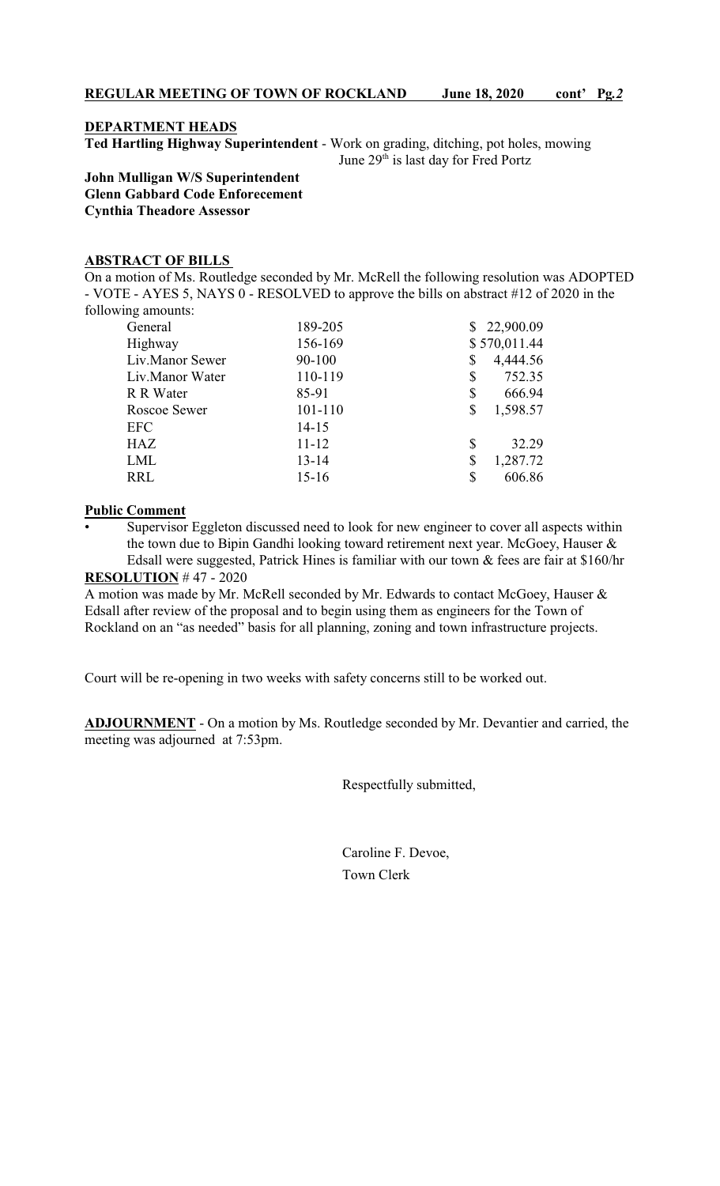**DEPARTMENT HEADS**

**Ted Hartling Highway Superintendent** - Work on grading, ditching, pot holes, mowing
June 29th is last day for Fred Portz

**John Mulligan W/S Superintendent**
**Glenn Gabbard Code Enforecement**
**Cynthia Theadore Assessor**

**ABSTRACT OF BILLS**

On a motion of Ms. Routledge seconded by Mr. McRell the following resolution was ADOPTED - VOTE - AYES 5, NAYS 0 - RESOLVED to approve the bills on abstract #12 of 2020 in the following amounts:

| | | |
|---|---|---|
| General | 189-205 | $ 22,900.09 |
| Highway | 156-169 | $ 570,011.44 |
| Liv.Manor Sewer | 90-100 | $ 4,444.56 |
| Liv.Manor Water | 110-119 | $ 752.35 |
| R R Water | 85-91 | $ 666.94 |
| Roscoe Sewer | 101-110 | $ 1,598.57 |
| EFC | 14-15 | |
| HAZ | 11-12 | $ 32.29 |
| LML | 13-14 | $ 1,287.72 |
| RRL | 15-16 | $ 606.86 |

**Public Comment**

- Supervisor Eggleton discussed need to look for new engineer to cover all aspects within the town due to Bipin Gandhi looking toward retirement next year. McGoey, Hauser & Edsall were suggested, Patrick Hines is familiar with our town & fees are fair at $160/hr

**RESOLUTION** # 47 - 2020

A motion was made by Mr. McRell seconded by Mr. Edwards to contact McGoey, Hauser & Edsall after review of the proposal and to begin using them as engineers for the Town of Rockland on an "as needed" basis for all planning, zoning and town infrastructure projects.

Court will be re-opening in two weeks with safety concerns still to be worked out.

**ADJOURNMENT** - On a motion by Ms. Routledge seconded by Mr. Devantier and carried, the meeting was adjourned at 7:53pm.

Respectfully submitted,

Caroline F. Devoe,
Town Clerk